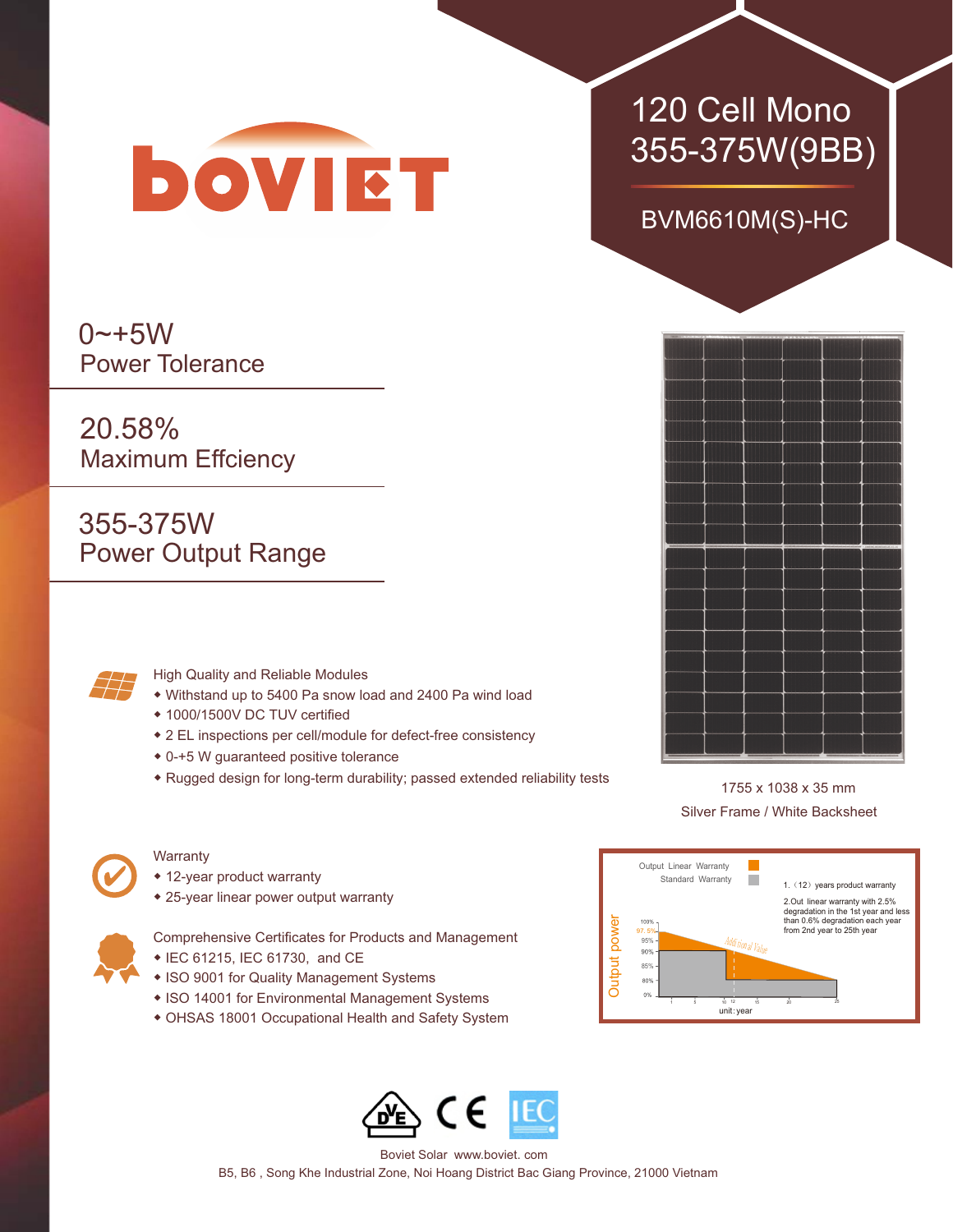# BOVIET

## 120 Cell Mono 355-375W(9BB)

### BVM6610M(S)-HC

**0~+5W**
Power Tolerance

**20.58%**
Maximum Effciency

**355-375W**
Power Output Range

1755 x 1038 x 35 mm
Silver Frame / White Backsheet

### High Quality and Reliable Modules

- Withstand up to 5400 Pa snow load and 2400 Pa wind load
- 1000/1500V DC TUV certified
- 2 EL inspections per cell/module for defect-free consistency
- 0-+5 W guaranteed positive tolerance
- Rugged design for long-term durability; passed extended reliability tests

### Warranty

- 12-year product warranty
- 25-year linear power output warranty

Output Linear Warranty
Standard Warranty

1. （12） years product warranty
2. Out linear warranty with 2.5% degradation in the 1st year and less than 0.6% degradation each year from 2nd year to 25th year

Output power: 100%, 97.5%, 95%, 90%, 85%, 80%, 0%
Additional Value
unit: year

### Comprehensive Certificates for Products and Management

- IEC 61215, IEC 61730, and CE
- ISO 9001 for Quality Management Systems
- ISO 14001 for Environmental Management Systems
- OHSAS 18001 Occupational Health and Safety System

Boviet Solar www.boviet. com
B5, B6 , Song Khe Industrial Zone, Noi Hoang District Bac Giang Province, 21000 Vietnam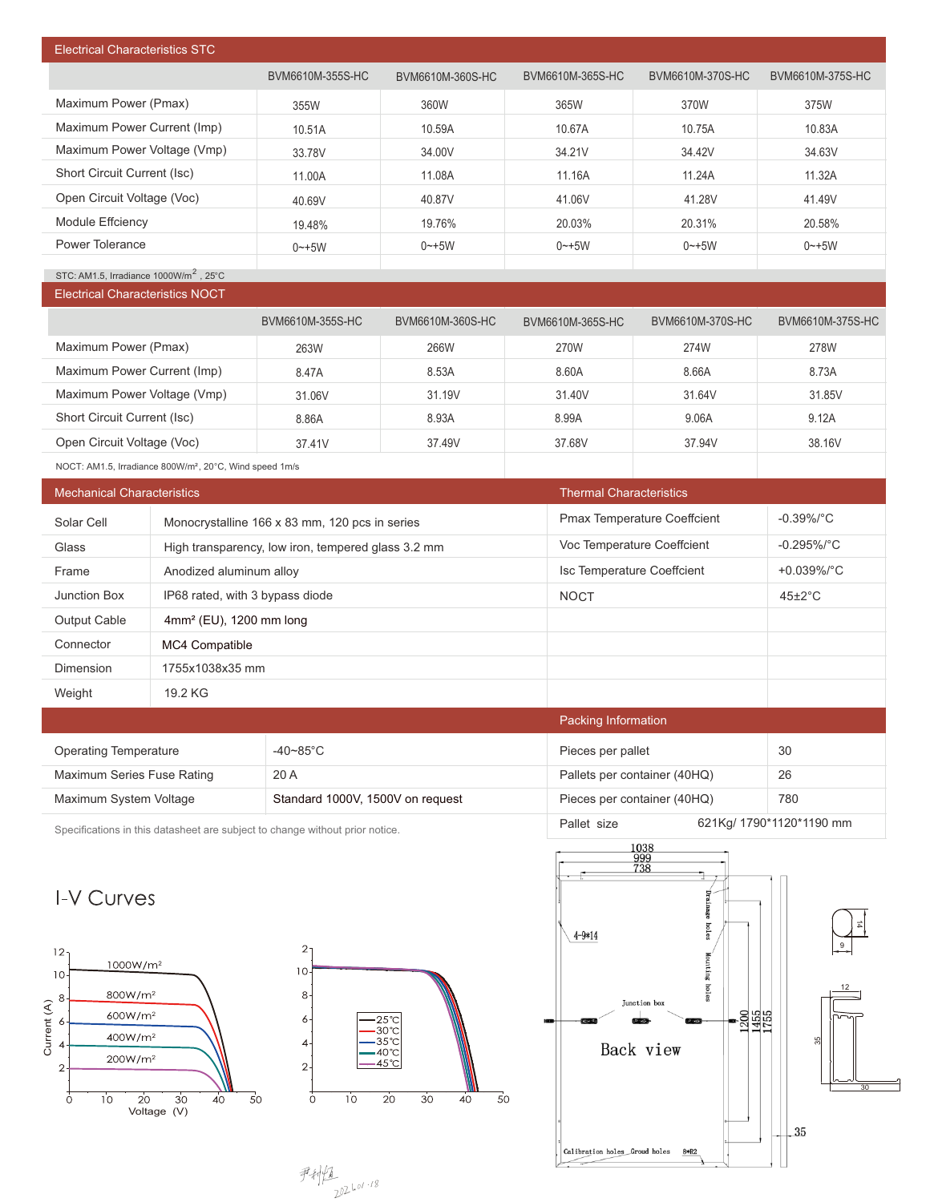## Electrical Characteristics STC

| | BVM6610M-355S-HC | BVM6610M-360S-HC | BVM6610M-365S-HC | BVM6610M-370S-HC | BVM6610M-375S-HC |
|---|---|---|---|---|---|
| Maximum Power (Pmax) | 355W | 360W | 365W | 370W | 375W |
| Maximum Power Current (Imp) | 10.51A | 10.59A | 10.67A | 10.75A | 10.83A |
| Maximum Power Voltage (Vmp) | 33.78V | 34.00V | 34.21V | 34.42V | 34.63V |
| Short Circuit Current (Isc) | 11.00A | 11.08A | 11.16A | 11.24A | 11.32A |
| Open Circuit Voltage (Voc) | 40.69V | 40.87V | 41.06V | 41.28V | 41.49V |
| Module Effciency | 19.48% | 19.76% | 20.03% | 20.31% | 20.58% |
| Power Tolerance | 0~+5W | 0~+5W | 0~+5W | 0~+5W | 0~+5W |

STC: AM1.5, Irradiance 1000W/m$^2$ , 25°C

## Electrical Characteristics NOCT

| | BVM6610M-355S-HC | BVM6610M-360S-HC | BVM6610M-365S-HC | BVM6610M-370S-HC | BVM6610M-375S-HC |
|---|---|---|---|---|---|
| Maximum Power (Pmax) | 263W | 266W | 270W | 274W | 278W |
| Maximum Power Current (Imp) | 8.47A | 8.53A | 8.60A | 8.66A | 8.73A |
| Maximum Power Voltage (Vmp) | 31.06V | 31.19V | 31.40V | 31.64V | 31.85V |
| Short Circuit Current (Isc) | 8.86A | 8.93A | 8.99A | 9.06A | 9.12A |
| Open Circuit Voltage (Voc) | 37.41V | 37.49V | 37.68V | 37.94V | 38.16V |

NOCT: AM1.5, Irradiance 800W/m², 20°C, Wind speed 1m/s

## Mechanical Characteristics

| | |
|---|---|
| Solar Cell | Monocrystalline 166 x 83 mm, 120 pcs in series |
| Glass | High transparency, low iron, tempered glass 3.2 mm |
| Frame | Anodized aluminum alloy |
| Junction Box | IP68 rated, with 3 bypass diode |
| Output Cable | 4mm² (EU), 1200 mm long |
| Connector | MC4 Compatible |
| Dimension | 1755x1038x35 mm |
| Weight | 19.2 KG |

## Thermal Characteristics

| | |
|---|---|
| Pmax Temperature Coeffcient | -0.39%/°C |
| Voc Temperature Coeffcient | -0.295%/°C |
| Isc Temperature Coeffcient | +0.039%/°C |
| NOCT | 45±2°C |

| | |
|---|---|
| Operating Temperature | -40~85°C |
| Maximum Series Fuse Rating | 20 A |
| Maximum System Voltage | Standard 1000V, 1500V on request |

## Packing Information

| | |
|---|---|
| Pieces per pallet | 30 |
| Pallets per container (40HQ) | 26 |
| Pieces per container (40HQ) | 780 |
| Pallet size | 621Kg/ 1790*1120*1190 mm |

Specifications in this datasheet are subject to change without prior notice.

## I-V Curves

Current (A)
Voltage (V)
1000W/m²
800W/m²
600W/m²
400W/m²
200W/m²

25℃
30℃
35℃
40℃
45℃

1038
999
738
4-9*14
Drainage holes
Mounting holes
Junction box
Back view
1200
1455
1755
35
Calibration holes
Groud holes
8*R2
14
9
12
35
30